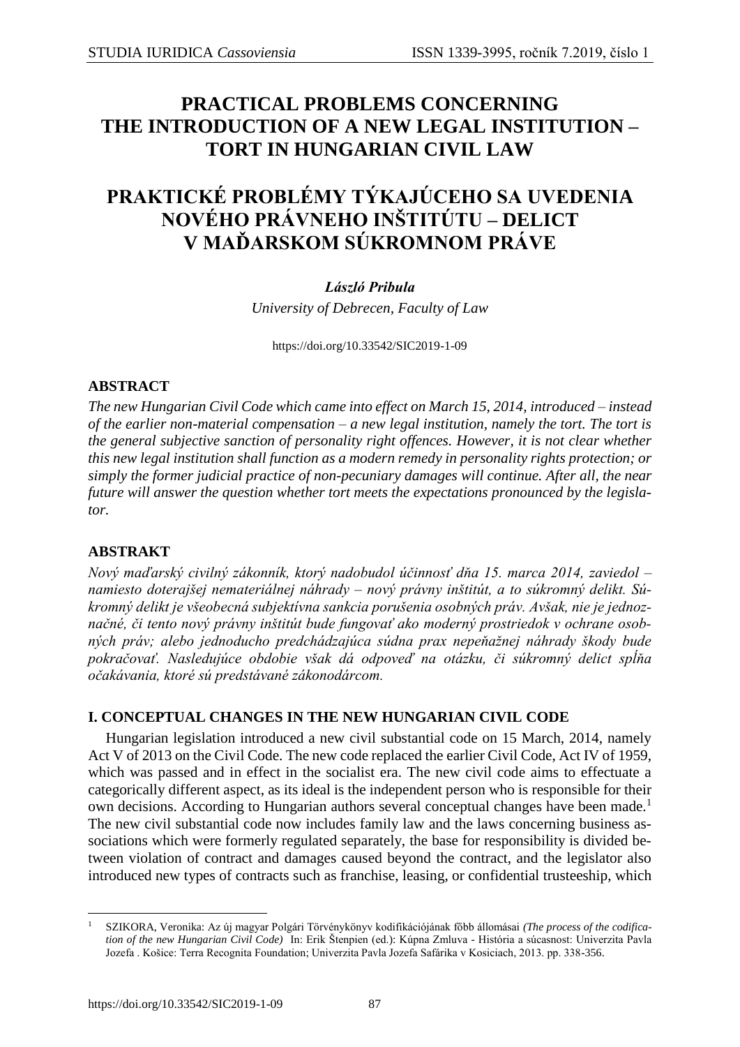# PRACTICAL PROBLEMS CONCERNING THE INTRODUCTION OF A NEW LEGAL INSTITUTION – TORT IN HUNGARIAN CIVIL LAW

# PRAKTICKÉ PROBLÉMY TÝKAJÚCEHO SA UVEDENIA NOVÉHO PRÁVNEHO INŠTITÚTU – DELICT V MAĎARSKOM SÚKROMNOM PRÁVE

***László Pribula***

*University of Debrecen, Faculty of Law*

https://doi.org/10.33542/SIC2019-1-09

### ABSTRACT

*The new Hungarian Civil Code which came into effect on March 15, 2014, introduced – instead of the earlier non-material compensation – a new legal institution, namely the tort. The tort is the general subjective sanction of personality right offences. However, it is not clear whether this new legal institution shall function as a modern remedy in personality rights protection; or simply the former judicial practice of non-pecuniary damages will continue. After all, the near future will answer the question whether tort meets the expectations pronounced by the legislator.*

### ABSTRAKT

*Nový maďarský civilný zákonník, ktorý nadobudol účinnosť dňa 15. marca 2014, zaviedol – namiesto doterajšej nemateriálnej náhrady – nový právny inštitút, a to súkromný delikt. Súkromný delikt je všeobecná subjektívna sankcia porušenia osobných práv. Avšak, nie je jednoznačné, či tento nový právny inštitút bude fungovať ako moderný prostriedok v ochrane osobných práv; alebo jednoducho predchádzajúca súdna prax nepeňažnej náhrady škody bude pokračovať. Nasledujúce obdobie však dá odpoveď na otázku, či súkromný delict spĺňa očakávania, ktoré sú predstávané zákonodárcom.*

### I. CONCEPTUAL CHANGES IN THE NEW HUNGARIAN CIVIL CODE

Hungarian legislation introduced a new civil substantial code on 15 March, 2014, namely Act V of 2013 on the Civil Code. The new code replaced the earlier Civil Code, Act IV of 1959, which was passed and in effect in the socialist era. The new civil code aims to effectuate a categorically different aspect, as its ideal is the independent person who is responsible for their own decisions. According to Hungarian authors several conceptual changes have been made.[1] The new civil substantial code now includes family law and the laws concerning business associations which were formerly regulated separately, the base for responsibility is divided between violation of contract and damages caused beyond the contract, and the legislator also introduced new types of contracts such as franchise, leasing, or confidential trusteeship, which

---

[1] SZIKORA, Veronika: Az új magyar Polgári Törvénykönyv kodifikációjának főbb állomásai *(The process of the codification of the new Hungarian Civil Code)* In: Erik Štenpien (ed.): Kúpna Zmluva - História a súcasnosť: Univerzita Pavla Jozefa . Košice: Terra Recognita Foundation; Univerzita Pavla Jozefa Safárika v Kosiciach, 2013. pp. 338-356.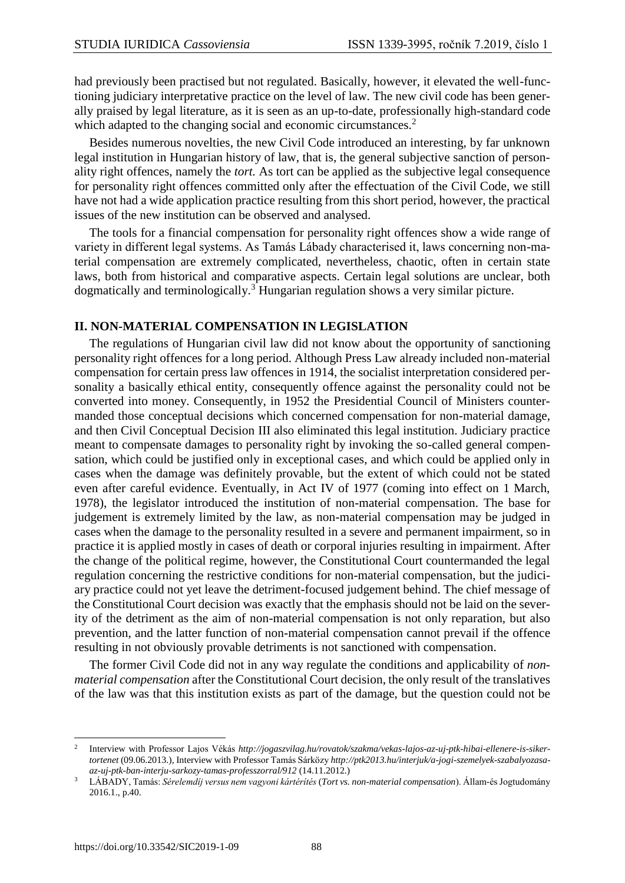had previously been practised but not regulated. Basically, however, it elevated the well-functioning judiciary interpretative practice on the level of law. The new civil code has been generally praised by legal literature, as it is seen as an up-to-date, professionally high-standard code which adapted to the changing social and economic circumstances.[2]

Besides numerous novelties, the new Civil Code introduced an interesting, by far unknown legal institution in Hungarian history of law, that is, the general subjective sanction of personality right offences, namely the *tort.* As tort can be applied as the subjective legal consequence for personality right offences committed only after the effectuation of the Civil Code, we still have not had a wide application practice resulting from this short period, however, the practical issues of the new institution can be observed and analysed.

The tools for a financial compensation for personality right offences show a wide range of variety in different legal systems. As Tamás Lábady characterised it, laws concerning non-material compensation are extremely complicated, nevertheless, chaotic, often in certain state laws, both from historical and comparative aspects. Certain legal solutions are unclear, both dogmatically and terminologically.[3] Hungarian regulation shows a very similar picture.

## II. NON-MATERIAL COMPENSATION IN LEGISLATION

The regulations of Hungarian civil law did not know about the opportunity of sanctioning personality right offences for a long period. Although Press Law already included non-material compensation for certain press law offences in 1914, the socialist interpretation considered personality a basically ethical entity, consequently offence against the personality could not be converted into money. Consequently, in 1952 the Presidential Council of Ministers countermanded those conceptual decisions which concerned compensation for non-material damage, and then Civil Conceptual Decision III also eliminated this legal institution. Judiciary practice meant to compensate damages to personality right by invoking the so-called general compensation, which could be justified only in exceptional cases, and which could be applied only in cases when the damage was definitely provable, but the extent of which could not be stated even after careful evidence. Eventually, in Act IV of 1977 (coming into effect on 1 March, 1978), the legislator introduced the institution of non-material compensation. The base for judgement is extremely limited by the law, as non-material compensation may be judged in cases when the damage to the personality resulted in a severe and permanent impairment, so in practice it is applied mostly in cases of death or corporal injuries resulting in impairment. After the change of the political regime, however, the Constitutional Court countermanded the legal regulation concerning the restrictive conditions for non-material compensation, but the judiciary practice could not yet leave the detriment-focused judgement behind. The chief message of the Constitutional Court decision was exactly that the emphasis should not be laid on the severity of the detriment as the aim of non-material compensation is not only reparation, but also prevention, and the latter function of non-material compensation cannot prevail if the offence resulting in not obviously provable detriments is not sanctioned with compensation.

The former Civil Code did not in any way regulate the conditions and applicability of *non-material compensation* after the Constitutional Court decision, the only result of the translatives of the law was that this institution exists as part of the damage, but the question could not be

---

[2] Interview with Professor Lajos Vékás *http://jogaszvilag.hu/rovatok/szakma/vekas-lajos-az-uj-ptk-hibai-ellenere-is-sikertortenet* (09.06.2013.), Interview with Professor Tamás Sárközy *http://ptk2013.hu/interjuk/a-jogi-szemelyek-szabalyozasa-az-uj-ptk-ban-interju-sarkozy-tamas-professzorral/912* (14.11.2012.)

[3] LÁBADY, Tamás: *Sérelemdíj versus nem vagyoni kártérítés* (*Tort vs. non-material compensation*). Állam-és Jogtudomány 2016.1., p.40.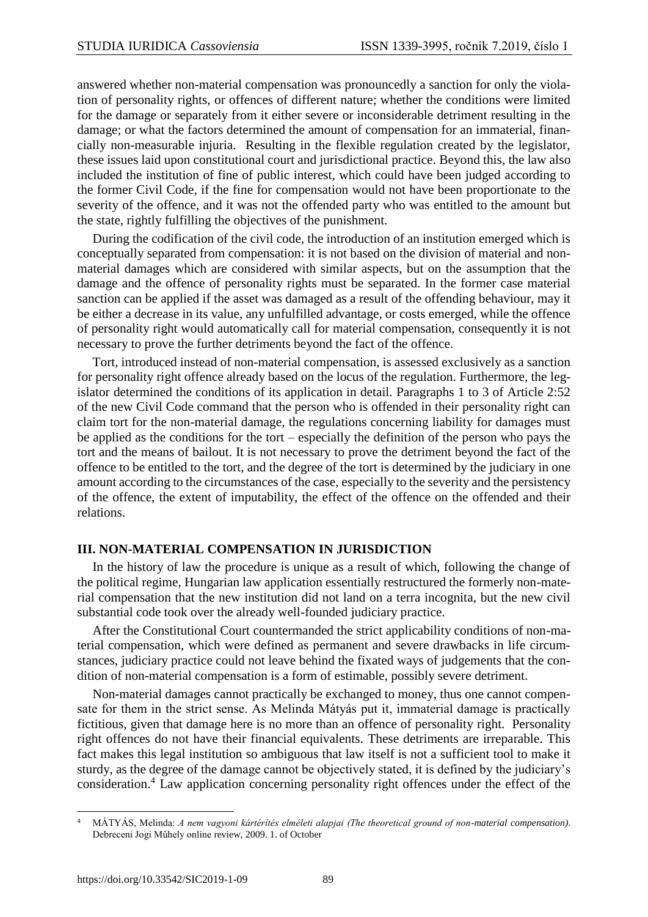answered whether non-material compensation was pronouncedly a sanction for only the violation of personality rights, or offences of different nature; whether the conditions were limited for the damage or separately from it either severe or inconsiderable detriment resulting in the damage; or what the factors determined the amount of compensation for an immaterial, financially non-measurable injuria. Resulting in the flexible regulation created by the legislator, these issues laid upon constitutional court and jurisdictional practice. Beyond this, the law also included the institution of fine of public interest, which could have been judged according to the former Civil Code, if the fine for compensation would not have been proportionate to the severity of the offence, and it was not the offended party who was entitled to the amount but the state, rightly fulfilling the objectives of the punishment.

During the codification of the civil code, the introduction of an institution emerged which is conceptually separated from compensation: it is not based on the division of material and non-material damages which are considered with similar aspects, but on the assumption that the damage and the offence of personality rights must be separated. In the former case material sanction can be applied if the asset was damaged as a result of the offending behaviour, may it be either a decrease in its value, any unfulfilled advantage, or costs emerged, while the offence of personality right would automatically call for material compensation, consequently it is not necessary to prove the further detriments beyond the fact of the offence.

Tort, introduced instead of non-material compensation, is assessed exclusively as a sanction for personality right offence already based on the locus of the regulation. Furthermore, the legislator determined the conditions of its application in detail. Paragraphs 1 to 3 of Article 2:52 of the new Civil Code command that the person who is offended in their personality right can claim tort for the non-material damage, the regulations concerning liability for damages must be applied as the conditions for the tort – especially the definition of the person who pays the tort and the means of bailout. It is not necessary to prove the detriment beyond the fact of the offence to be entitled to the tort, and the degree of the tort is determined by the judiciary in one amount according to the circumstances of the case, especially to the severity and the persistency of the offence, the extent of imputability, the effect of the offence on the offended and their relations.

## III. NON-MATERIAL COMPENSATION IN JURISDICTION

In the history of law the procedure is unique as a result of which, following the change of the political regime, Hungarian law application essentially restructured the formerly non-material compensation that the new institution did not land on a terra incognita, but the new civil substantial code took over the already well-founded judiciary practice.

After the Constitutional Court countermanded the strict applicability conditions of non-material compensation, which were defined as permanent and severe drawbacks in life circumstances, judiciary practice could not leave behind the fixated ways of judgements that the condition of non-material compensation is a form of estimable, possibly severe detriment.

Non-material damages cannot practically be exchanged to money, thus one cannot compensate for them in the strict sense. As Melinda Mátyás put it, immaterial damage is practically fictitious, given that damage here is no more than an offence of personality right. Personality right offences do not have their financial equivalents. These detriments are irreparable. This fact makes this legal institution so ambiguous that law itself is not a sufficient tool to make it sturdy, as the degree of the damage cannot be objectively stated, it is defined by the judiciary's consideration.[4] Law application concerning personality right offences under the effect of the

[4] MÁTYÁS, Melinda: *A nem vagyoni kártérítés elméleti alapjai (The theoretical ground of non-material compensation)*. Debreceni Jogi Műhely online review, 2009. 1. of October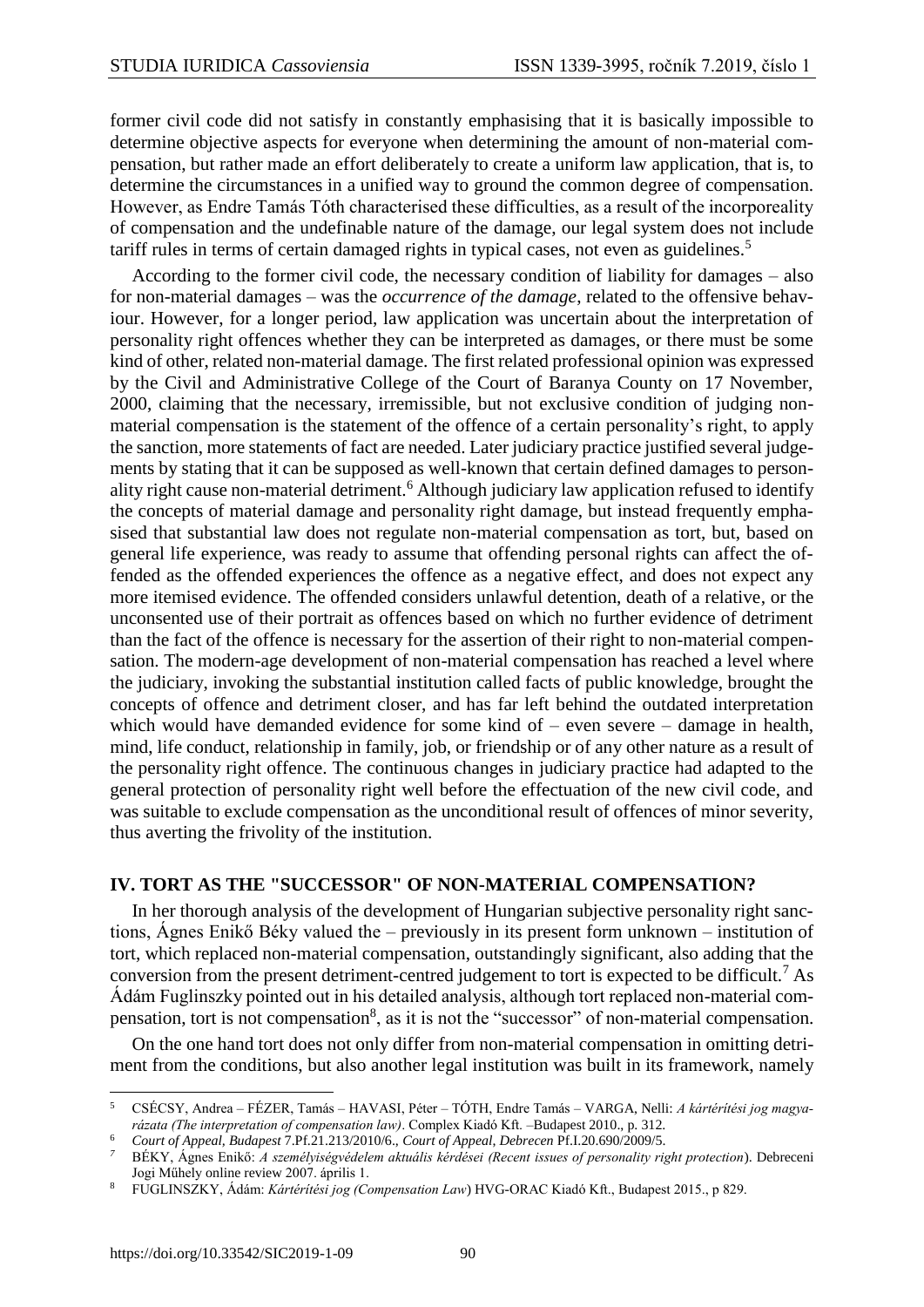former civil code did not satisfy in constantly emphasising that it is basically impossible to determine objective aspects for everyone when determining the amount of non-material compensation, but rather made an effort deliberately to create a uniform law application, that is, to determine the circumstances in a unified way to ground the common degree of compensation. However, as Endre Tamás Tóth characterised these difficulties, as a result of the incorporeality of compensation and the undefinable nature of the damage, our legal system does not include tariff rules in terms of certain damaged rights in typical cases, not even as guidelines.[5]

According to the former civil code, the necessary condition of liability for damages – also for non-material damages – was the *occurrence of the damage*, related to the offensive behaviour. However, for a longer period, law application was uncertain about the interpretation of personality right offences whether they can be interpreted as damages, or there must be some kind of other, related non-material damage. The first related professional opinion was expressed by the Civil and Administrative College of the Court of Baranya County on 17 November, 2000, claiming that the necessary, irremissible, but not exclusive condition of judging non-material compensation is the statement of the offence of a certain personality's right, to apply the sanction, more statements of fact are needed. Later judiciary practice justified several judgements by stating that it can be supposed as well-known that certain defined damages to personality right cause non-material detriment.[6] Although judiciary law application refused to identify the concepts of material damage and personality right damage, but instead frequently emphasised that substantial law does not regulate non-material compensation as tort, but, based on general life experience, was ready to assume that offending personal rights can affect the offended as the offended experiences the offence as a negative effect, and does not expect any more itemised evidence. The offended considers unlawful detention, death of a relative, or the unconsented use of their portrait as offences based on which no further evidence of detriment than the fact of the offence is necessary for the assertion of their right to non-material compensation. The modern-age development of non-material compensation has reached a level where the judiciary, invoking the substantial institution called facts of public knowledge, brought the concepts of offence and detriment closer, and has far left behind the outdated interpretation which would have demanded evidence for some kind of – even severe – damage in health, mind, life conduct, relationship in family, job, or friendship or of any other nature as a result of the personality right offence. The continuous changes in judiciary practice had adapted to the general protection of personality right well before the effectuation of the new civil code, and was suitable to exclude compensation as the unconditional result of offences of minor severity, thus averting the frivolity of the institution.

## IV. TORT AS THE "SUCCESSOR" OF NON-MATERIAL COMPENSATION?

In her thorough analysis of the development of Hungarian subjective personality right sanctions, Ágnes Enikő Béky valued the – previously in its present form unknown – institution of tort, which replaced non-material compensation, outstandingly significant, also adding that the conversion from the present detriment-centred judgement to tort is expected to be difficult.[7] As Ádám Fuglinszky pointed out in his detailed analysis, although tort replaced non-material compensation, tort is not compensation[8], as it is not the "successor" of non-material compensation.

On the one hand tort does not only differ from non-material compensation in omitting detriment from the conditions, but also another legal institution was built in its framework, namely

---

[5] CSÉCSY, Andrea – FÉZER, Tamás – HAVASI, Péter – TÓTH, Endre Tamás – VARGA, Nelli: *A kártérítési jog magyarázata (The interpretation of compensation law)*. Complex Kiadó Kft. –Budapest 2010., p. 312.

[6] *Court of Appeal, Budapest* 7.Pf.21.213/2010/6., *Court of Appeal, Debrecen* Pf.I.20.690/2009/5.

[7] BÉKY, Ágnes Enikő: *A személyiségvédelem aktuális kérdései (Recent issues of personality right protection*). Debreceni Jogi Műhely online review 2007. április 1.

[8] FUGLINSZKY, Ádám: *Kártérítési jog (Compensation Law*) HVG-ORAC Kiadó Kft., Budapest 2015., p 829.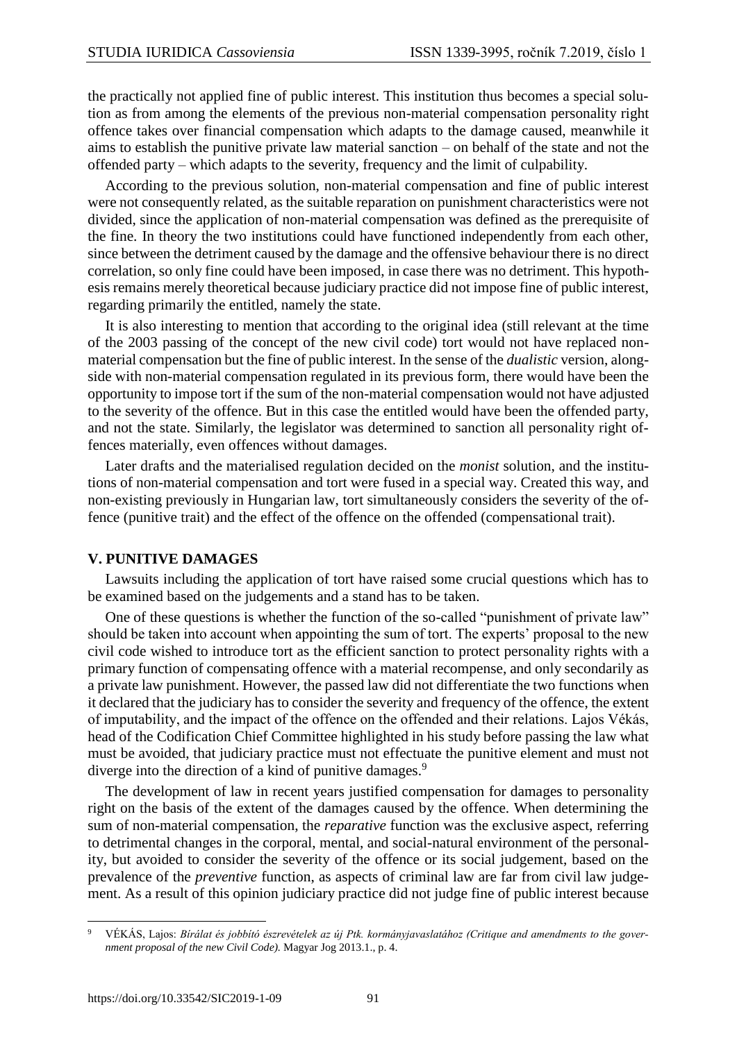the practically not applied fine of public interest. This institution thus becomes a special solution as from among the elements of the previous non-material compensation personality right offence takes over financial compensation which adapts to the damage caused, meanwhile it aims to establish the punitive private law material sanction – on behalf of the state and not the offended party – which adapts to the severity, frequency and the limit of culpability.

According to the previous solution, non-material compensation and fine of public interest were not consequently related, as the suitable reparation on punishment characteristics were not divided, since the application of non-material compensation was defined as the prerequisite of the fine. In theory the two institutions could have functioned independently from each other, since between the detriment caused by the damage and the offensive behaviour there is no direct correlation, so only fine could have been imposed, in case there was no detriment. This hypothesis remains merely theoretical because judiciary practice did not impose fine of public interest, regarding primarily the entitled, namely the state.

It is also interesting to mention that according to the original idea (still relevant at the time of the 2003 passing of the concept of the new civil code) tort would not have replaced non-material compensation but the fine of public interest. In the sense of the *dualistic* version, alongside with non-material compensation regulated in its previous form, there would have been the opportunity to impose tort if the sum of the non-material compensation would not have adjusted to the severity of the offence. But in this case the entitled would have been the offended party, and not the state. Similarly, the legislator was determined to sanction all personality right offences materially, even offences without damages.

Later drafts and the materialised regulation decided on the *monist* solution, and the institutions of non-material compensation and tort were fused in a special way. Created this way, and non-existing previously in Hungarian law, tort simultaneously considers the severity of the offence (punitive trait) and the effect of the offence on the offended (compensational trait).

## V. PUNITIVE DAMAGES

Lawsuits including the application of tort have raised some crucial questions which has to be examined based on the judgements and a stand has to be taken.

One of these questions is whether the function of the so-called "punishment of private law" should be taken into account when appointing the sum of tort. The experts' proposal to the new civil code wished to introduce tort as the efficient sanction to protect personality rights with a primary function of compensating offence with a material recompense, and only secondarily as a private law punishment. However, the passed law did not differentiate the two functions when it declared that the judiciary has to consider the severity and frequency of the offence, the extent of imputability, and the impact of the offence on the offended and their relations. Lajos Vékás, head of the Codification Chief Committee highlighted in his study before passing the law what must be avoided, that judiciary practice must not effectuate the punitive element and must not diverge into the direction of a kind of punitive damages.[9]

The development of law in recent years justified compensation for damages to personality right on the basis of the extent of the damages caused by the offence. When determining the sum of non-material compensation, the *reparative* function was the exclusive aspect, referring to detrimental changes in the corporal, mental, and social-natural environment of the personality, but avoided to consider the severity of the offence or its social judgement, based on the prevalence of the *preventive* function, as aspects of criminal law are far from civil law judgement. As a result of this opinion judiciary practice did not judge fine of public interest because

---

[9] VÉKÁS, Lajos: *Bírálat és jobbító észrevételek az új Ptk. kormányjavaslatához (Critique and amendments to the government proposal of the new Civil Code).* Magyar Jog 2013.1., p. 4.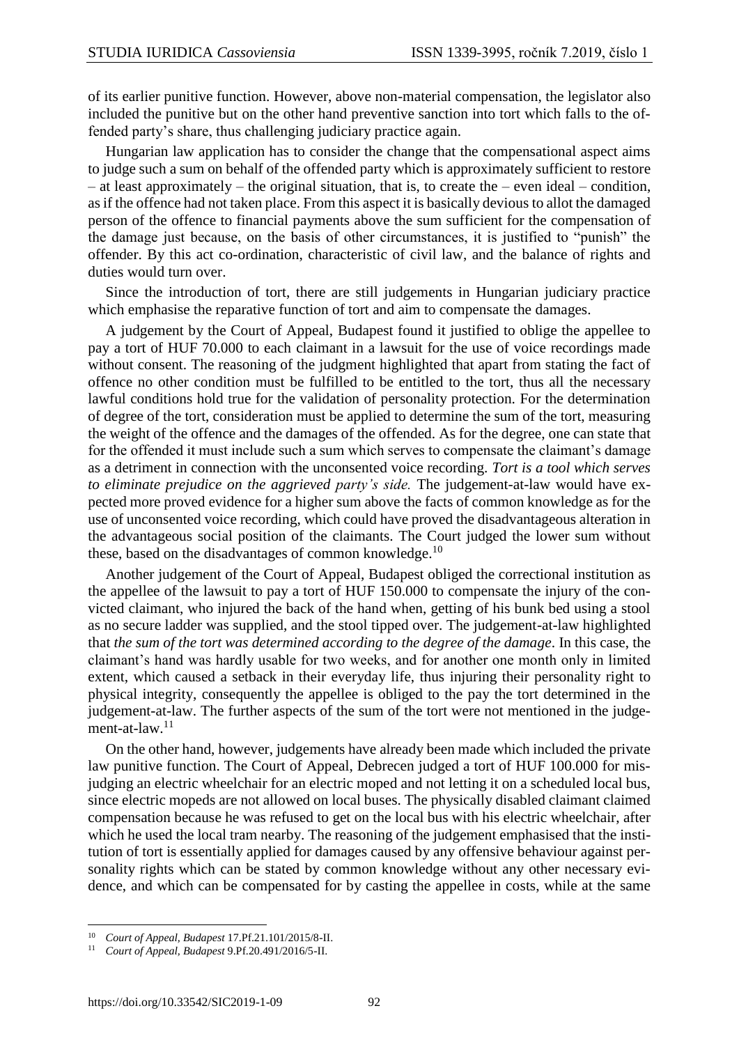of its earlier punitive function. However, above non-material compensation, the legislator also included the punitive but on the other hand preventive sanction into tort which falls to the offended party's share, thus challenging judiciary practice again.

Hungarian law application has to consider the change that the compensational aspect aims to judge such a sum on behalf of the offended party which is approximately sufficient to restore – at least approximately – the original situation, that is, to create the – even ideal – condition, as if the offence had not taken place. From this aspect it is basically devious to allot the damaged person of the offence to financial payments above the sum sufficient for the compensation of the damage just because, on the basis of other circumstances, it is justified to "punish" the offender. By this act co-ordination, characteristic of civil law, and the balance of rights and duties would turn over.

Since the introduction of tort, there are still judgements in Hungarian judiciary practice which emphasise the reparative function of tort and aim to compensate the damages.

A judgement by the Court of Appeal, Budapest found it justified to oblige the appellee to pay a tort of HUF 70.000 to each claimant in a lawsuit for the use of voice recordings made without consent. The reasoning of the judgment highlighted that apart from stating the fact of offence no other condition must be fulfilled to be entitled to the tort, thus all the necessary lawful conditions hold true for the validation of personality protection. For the determination of degree of the tort, consideration must be applied to determine the sum of the tort, measuring the weight of the offence and the damages of the offended. As for the degree, one can state that for the offended it must include such a sum which serves to compensate the claimant's damage as a detriment in connection with the unconsented voice recording. *Tort is a tool which serves to eliminate prejudice on the aggrieved party's side.* The judgement-at-law would have expected more proved evidence for a higher sum above the facts of common knowledge as for the use of unconsented voice recording, which could have proved the disadvantageous alteration in the advantageous social position of the claimants. The Court judged the lower sum without these, based on the disadvantages of common knowledge.[10]

Another judgement of the Court of Appeal, Budapest obliged the correctional institution as the appellee of the lawsuit to pay a tort of HUF 150.000 to compensate the injury of the convicted claimant, who injured the back of the hand when, getting of his bunk bed using a stool as no secure ladder was supplied, and the stool tipped over. The judgement-at-law highlighted that *the sum of the tort was determined according to the degree of the damage*. In this case, the claimant's hand was hardly usable for two weeks, and for another one month only in limited extent, which caused a setback in their everyday life, thus injuring their personality right to physical integrity, consequently the appellee is obliged to the pay the tort determined in the judgement-at-law. The further aspects of the sum of the tort were not mentioned in the judgement-at-law.[11]

On the other hand, however, judgements have already been made which included the private law punitive function. The Court of Appeal, Debrecen judged a tort of HUF 100.000 for misjudging an electric wheelchair for an electric moped and not letting it on a scheduled local bus, since electric mopeds are not allowed on local buses. The physically disabled claimant claimed compensation because he was refused to get on the local bus with his electric wheelchair, after which he used the local tram nearby. The reasoning of the judgement emphasised that the institution of tort is essentially applied for damages caused by any offensive behaviour against personality rights which can be stated by common knowledge without any other necessary evidence, and which can be compensated for by casting the appellee in costs, while at the same

[10] *Court of Appeal, Budapest* 17.Pf.21.101/2015/8-II.

[11] *Court of Appeal, Budapest* 9.Pf.20.491/2016/5-II.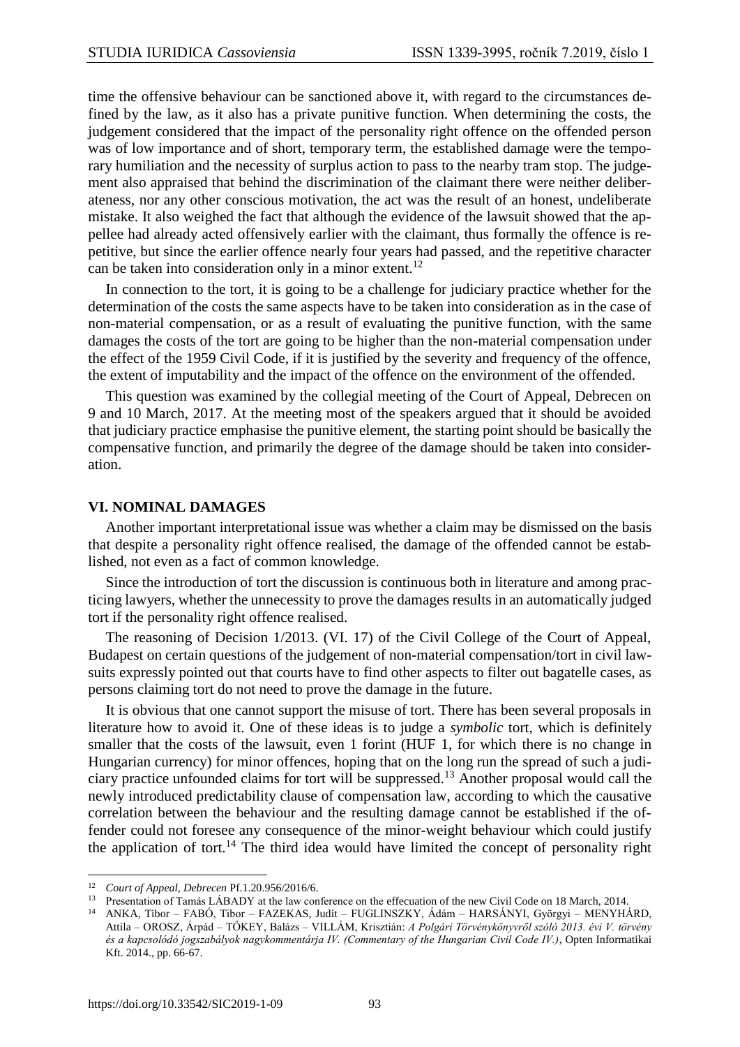time the offensive behaviour can be sanctioned above it, with regard to the circumstances defined by the law, as it also has a private punitive function. When determining the costs, the judgement considered that the impact of the personality right offence on the offended person was of low importance and of short, temporary term, the established damage were the temporary humiliation and the necessity of surplus action to pass to the nearby tram stop. The judgement also appraised that behind the discrimination of the claimant there were neither deliberateness, nor any other conscious motivation, the act was the result of an honest, undeliberate mistake. It also weighed the fact that although the evidence of the lawsuit showed that the appellee had already acted offensively earlier with the claimant, thus formally the offence is repetitive, but since the earlier offence nearly four years had passed, and the repetitive character can be taken into consideration only in a minor extent.[12]

In connection to the tort, it is going to be a challenge for judiciary practice whether for the determination of the costs the same aspects have to be taken into consideration as in the case of non-material compensation, or as a result of evaluating the punitive function, with the same damages the costs of the tort are going to be higher than the non-material compensation under the effect of the 1959 Civil Code, if it is justified by the severity and frequency of the offence, the extent of imputability and the impact of the offence on the environment of the offended.

This question was examined by the collegial meeting of the Court of Appeal, Debrecen on 9 and 10 March, 2017. At the meeting most of the speakers argued that it should be avoided that judiciary practice emphasise the punitive element, the starting point should be basically the compensative function, and primarily the degree of the damage should be taken into consideration.

## VI. NOMINAL DAMAGES

Another important interpretational issue was whether a claim may be dismissed on the basis that despite a personality right offence realised, the damage of the offended cannot be established, not even as a fact of common knowledge.

Since the introduction of tort the discussion is continuous both in literature and among practicing lawyers, whether the unnecessity to prove the damages results in an automatically judged tort if the personality right offence realised.

The reasoning of Decision 1/2013. (VI. 17) of the Civil College of the Court of Appeal, Budapest on certain questions of the judgement of non-material compensation/tort in civil lawsuits expressly pointed out that courts have to find other aspects to filter out bagatelle cases, as persons claiming tort do not need to prove the damage in the future.

It is obvious that one cannot support the misuse of tort. There has been several proposals in literature how to avoid it. One of these ideas is to judge a *symbolic* tort, which is definitely smaller that the costs of the lawsuit, even 1 forint (HUF 1, for which there is no change in Hungarian currency) for minor offences, hoping that on the long run the spread of such a judiciary practice unfounded claims for tort will be suppressed.[13] Another proposal would call the newly introduced predictability clause of compensation law, according to which the causative correlation between the behaviour and the resulting damage cannot be established if the offender could not foresee any consequence of the minor-weight behaviour which could justify the application of tort.[14] The third idea would have limited the concept of personality right

---

[12] *Court of Appeal, Debrecen* Pf.1.20.956/2016/6.

[13] Presentation of Tamás LÁBADY at the law conference on the effecuation of the new Civil Code on 18 March, 2014.

[14] ANKA, Tibor – FABÓ, Tibor – FAZEKAS, Judit – FUGLINSZKY, Ádám – HARSÁNYI, Györgyi – MENYHÁRD, Attila – OROSZ, Árpád – TŐKEY, Balázs – VILLÁM, Krisztián: *A Polgári Törvénykönyvről szóló 2013. évi V. törvény és a kapcsolódó jogszabályok nagykommentárja IV. (Commentary of the Hungarian Civil Code IV.)*, Opten Informatikai Kft. 2014., pp. 66-67.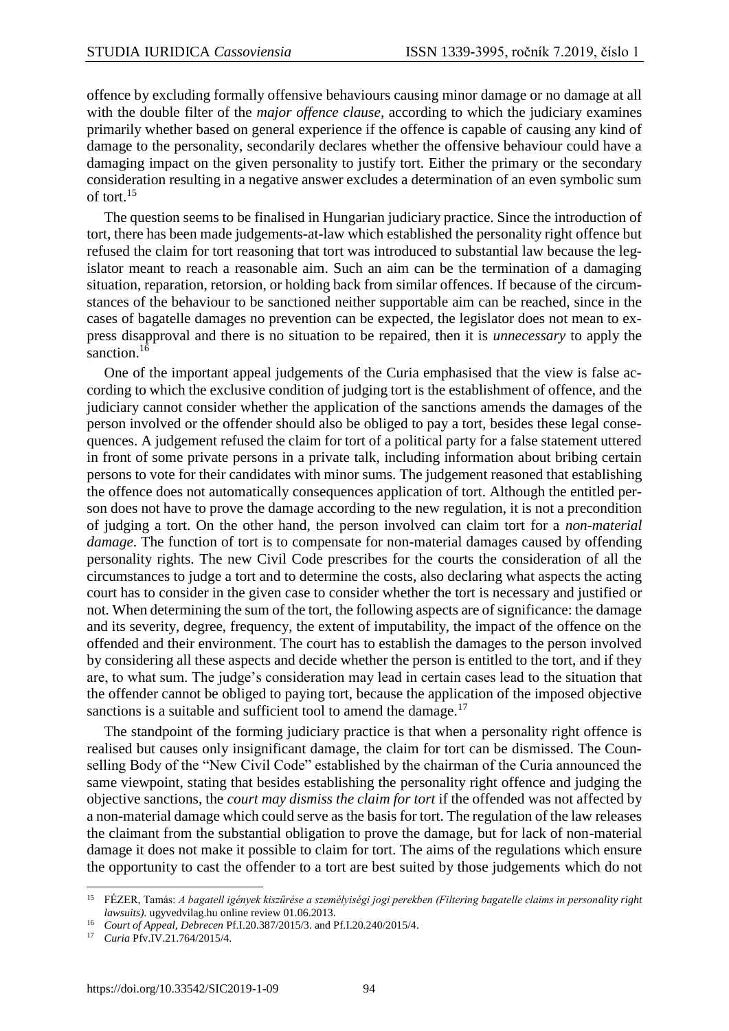offence by excluding formally offensive behaviours causing minor damage or no damage at all with the double filter of the *major offence clause*, according to which the judiciary examines primarily whether based on general experience if the offence is capable of causing any kind of damage to the personality, secondarily declares whether the offensive behaviour could have a damaging impact on the given personality to justify tort. Either the primary or the secondary consideration resulting in a negative answer excludes a determination of an even symbolic sum of tort.[15]

The question seems to be finalised in Hungarian judiciary practice. Since the introduction of tort, there has been made judgements-at-law which established the personality right offence but refused the claim for tort reasoning that tort was introduced to substantial law because the legislator meant to reach a reasonable aim. Such an aim can be the termination of a damaging situation, reparation, retorsion, or holding back from similar offences. If because of the circumstances of the behaviour to be sanctioned neither supportable aim can be reached, since in the cases of bagatelle damages no prevention can be expected, the legislator does not mean to express disapproval and there is no situation to be repaired, then it is *unnecessary* to apply the sanction.[16]

One of the important appeal judgements of the Curia emphasised that the view is false according to which the exclusive condition of judging tort is the establishment of offence, and the judiciary cannot consider whether the application of the sanctions amends the damages of the person involved or the offender should also be obliged to pay a tort, besides these legal consequences. A judgement refused the claim for tort of a political party for a false statement uttered in front of some private persons in a private talk, including information about bribing certain persons to vote for their candidates with minor sums. The judgement reasoned that establishing the offence does not automatically consequences application of tort. Although the entitled person does not have to prove the damage according to the new regulation, it is not a precondition of judging a tort. On the other hand, the person involved can claim tort for a *non-material damage*. The function of tort is to compensate for non-material damages caused by offending personality rights. The new Civil Code prescribes for the courts the consideration of all the circumstances to judge a tort and to determine the costs, also declaring what aspects the acting court has to consider in the given case to consider whether the tort is necessary and justified or not. When determining the sum of the tort, the following aspects are of significance: the damage and its severity, degree, frequency, the extent of imputability, the impact of the offence on the offended and their environment. The court has to establish the damages to the person involved by considering all these aspects and decide whether the person is entitled to the tort, and if they are, to what sum. The judge's consideration may lead in certain cases lead to the situation that the offender cannot be obliged to paying tort, because the application of the imposed objective sanctions is a suitable and sufficient tool to amend the damage.[17]

The standpoint of the forming judiciary practice is that when a personality right offence is realised but causes only insignificant damage, the claim for tort can be dismissed. The Counselling Body of the "New Civil Code" established by the chairman of the Curia announced the same viewpoint, stating that besides establishing the personality right offence and judging the objective sanctions, the *court may dismiss the claim for tort* if the offended was not affected by a non-material damage which could serve as the basis for tort. The regulation of the law releases the claimant from the substantial obligation to prove the damage, but for lack of non-material damage it does not make it possible to claim for tort. The aims of the regulations which ensure the opportunity to cast the offender to a tort are best suited by those judgements which do not

---

[15] FÉZER, Tamás: *A bagatell igények kiszűrése a személyiségi jogi perekben (Filtering bagatelle claims in personality right lawsuits)*. ugyvedvilag.hu online review 01.06.2013.

[16] *Court of Appeal, Debrecen* Pf.I.20.387/2015/3. and Pf.I.20.240/2015/4.

[17] *Curia* Pfv.IV.21.764/2015/4.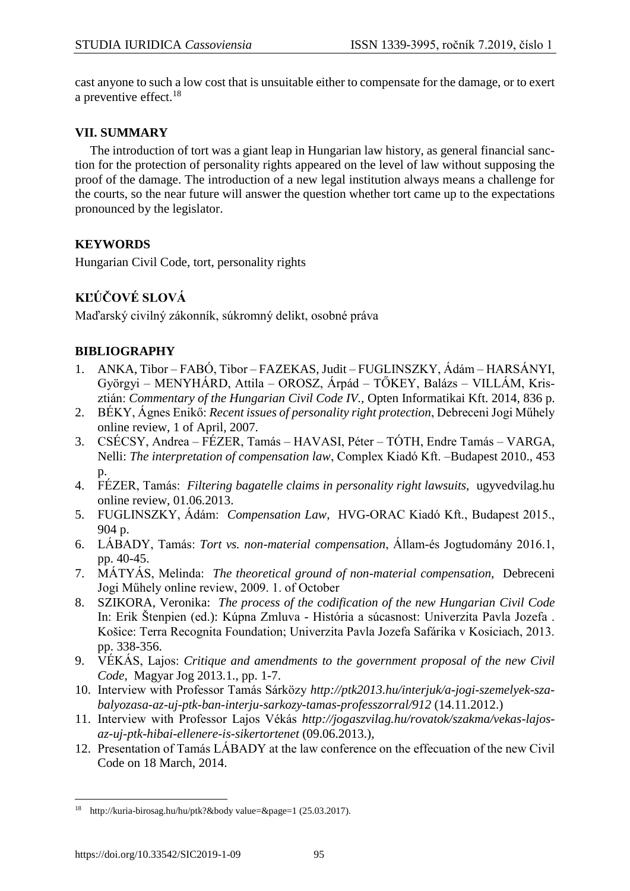cast anyone to such a low cost that is unsuitable either to compensate for the damage, or to exert a preventive effect.[18]

## VII. SUMMARY

The introduction of tort was a giant leap in Hungarian law history, as general financial sanction for the protection of personality rights appeared on the level of law without supposing the proof of the damage. The introduction of a new legal institution always means a challenge for the courts, so the near future will answer the question whether tort came up to the expectations pronounced by the legislator.

## KEYWORDS

Hungarian Civil Code, tort, personality rights

## KĽÚČOVÉ SLOVÁ

Maďarský civilný zákonník, súkromný delikt, osobné práva

## BIBLIOGRAPHY

1. ANKA, Tibor – FABÓ, Tibor – FAZEKAS, Judit – FUGLINSZKY, Ádám – HARSÁNYI, Györgyi – MENYHÁRD, Attila – OROSZ, Árpád – TŐKEY, Balázs – VILLÁM, Krisztián: *Commentary of the Hungarian Civil Code IV.,* Opten Informatikai Kft. 2014, 836 p.
2. BÉKY, Ágnes Enikő: *Recent issues of personality right protection*, Debreceni Jogi Műhely online review, 1 of April, 2007.
3. CSÉCSY, Andrea – FÉZER, Tamás – HAVASI, Péter – TÓTH, Endre Tamás – VARGA, Nelli: *The interpretation of compensation law*, Complex Kiadó Kft. –Budapest 2010., 453 p.
4. FÉZER, Tamás: *Filtering bagatelle claims in personality right lawsuits*, ugyvedvilag.hu online review, 01.06.2013.
5. FUGLINSZKY, Ádám: *Compensation Law*, HVG-ORAC Kiadó Kft., Budapest 2015., 904 p.
6. LÁBADY, Tamás: *Tort vs. non-material compensation*, Állam-és Jogtudomány 2016.1, pp. 40-45.
7. MÁTYÁS, Melinda: *The theoretical ground of non-material compensation,* Debreceni Jogi Műhely online review, 2009. 1. of October
8. SZIKORA, Veronika: *The process of the codification of the new Hungarian Civil Code* In: Erik Štenpien (ed.): Kúpna Zmluva - História a súcasnost: Univerzita Pavla Jozefa . Košice: Terra Recognita Foundation; Univerzita Pavla Jozefa Safárika v Kosiciach, 2013. pp. 338-356.
9. VÉKÁS, Lajos: *Critique and amendments to the government proposal of the new Civil Code*, Magyar Jog 2013.1., pp. 1-7.
10. Interview with Professor Tamás Sárközy *http://ptk2013.hu/interjuk/a-jogi-szemelyek-szabalyozasa-az-uj-ptk-ban-interju-sarkozy-tamas-professzorral/912* (14.11.2012.)
11. Interview with Professor Lajos Vékás *http://jogaszvilag.hu/rovatok/szakma/vekas-lajos-az-uj-ptk-hibai-ellenere-is-sikertortenet* (09.06.2013.),
12. Presentation of Tamás LÁBADY at the law conference on the effecuation of the new Civil Code on 18 March, 2014.

---

[18] http://kuria-birosag.hu/hu/ptk?&body value=&page=1 (25.03.2017).

https://doi.org/10.33542/SIC2019-1-09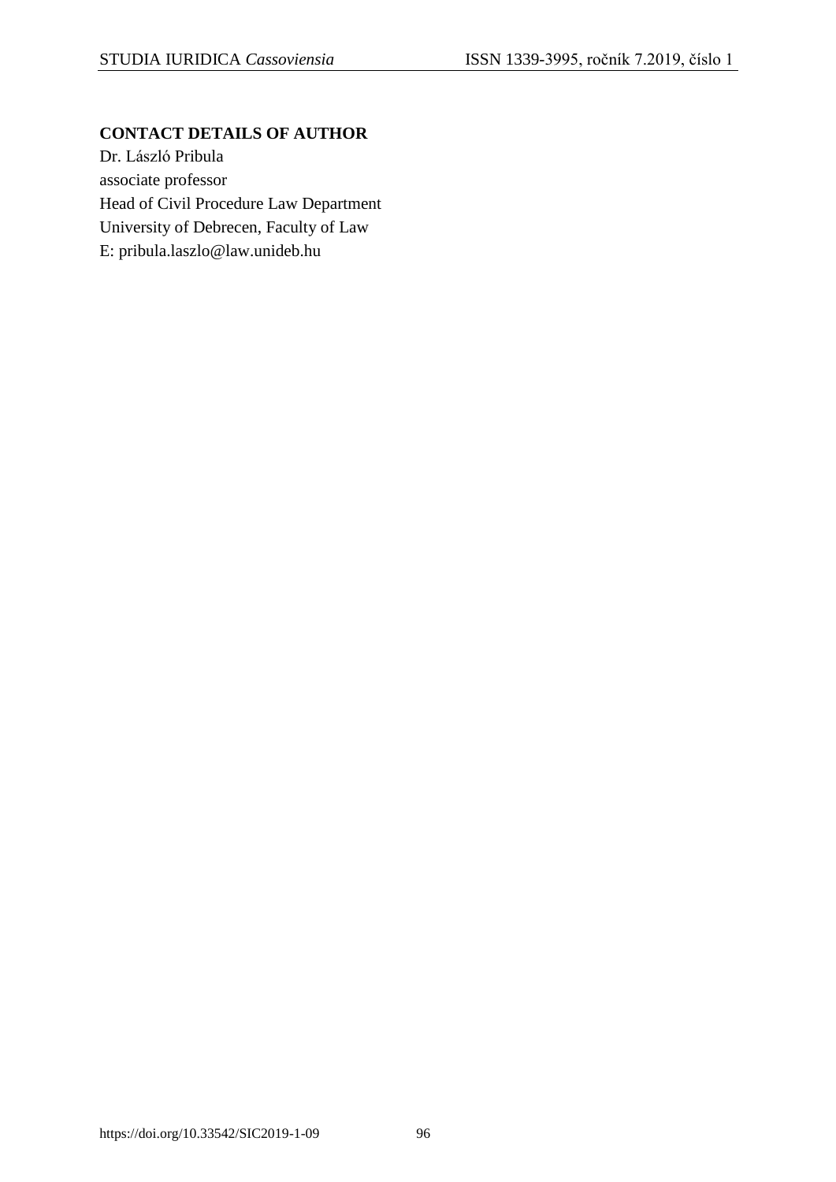**CONTACT DETAILS OF AUTHOR**

Dr. László Pribula
associate professor
Head of Civil Procedure Law Department
University of Debrecen, Faculty of Law
E: pribula.laszlo@law.unideb.hu